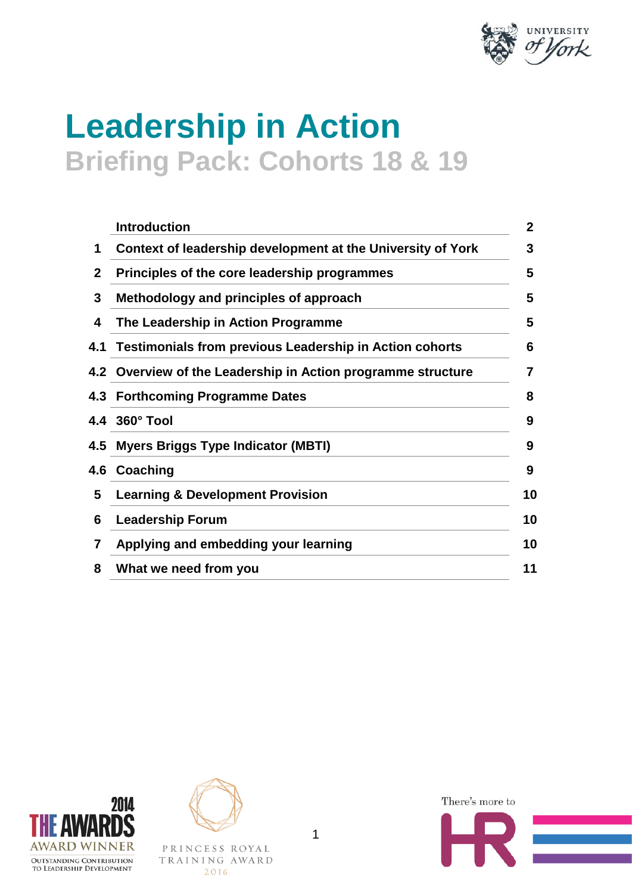# Leadership in Action

## Briefing Pack: Cohorts 18 & 19

| | | |
|---|---|---|
| | Introduction | 2 |
| 1 | Context of leadership development at the University of York | 3 |
| 2 | Principles of the core leadership programmes | 5 |
| 3 | Methodology and principles of approach | 5 |
| 4 | The Leadership in Action Programme | 5 |
| 4.1 | Testimonials from previous Leadership in Action cohorts | 6 |
| 4.2 | Overview of the Leadership in Action programme structure | 7 |
| 4.3 | Forthcoming Programme Dates | 8 |
| 4.4 | 360° Tool | 9 |
| 4.5 | Myers Briggs Type Indicator (MBTI) | 9 |
| 4.6 | Coaching | 9 |
| 5 | Learning & Development Provision | 10 |
| 6 | Leadership Forum | 10 |
| 7 | Applying and embedding your learning | 10 |
| 8 | What we need from you | 11 |

2014 THE AWARDS AWARD WINNER
OUTSTANDING CONTRIBUTION TO LEADERSHIP DEVELOPMENT

PRINCESS ROYAL TRAINING AWARD 2016

There's more to HR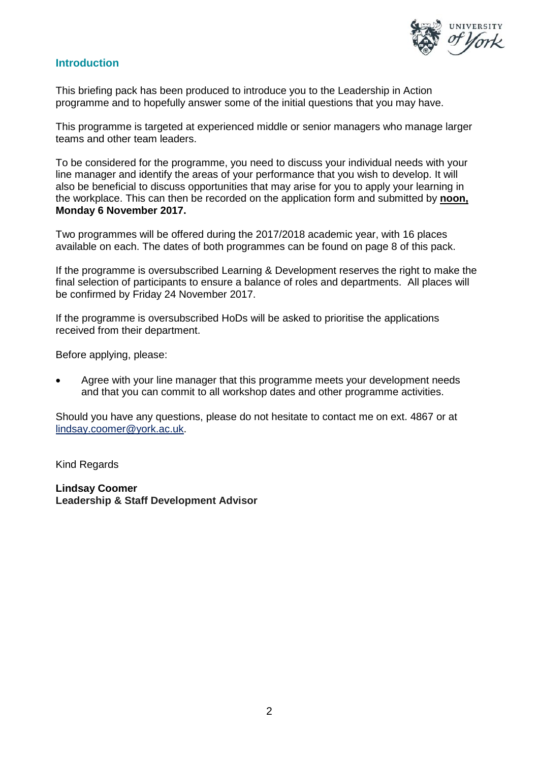## Introduction

This briefing pack has been produced to introduce you to the Leadership in Action programme and to hopefully answer some of the initial questions that you may have.

This programme is targeted at experienced middle or senior managers who manage larger teams and other team leaders.

To be considered for the programme, you need to discuss your individual needs with your line manager and identify the areas of your performance that you wish to develop. It will also be beneficial to discuss opportunities that may arise for you to apply your learning in the workplace. This can then be recorded on the application form and submitted by **noon, Monday 6 November 2017.**

Two programmes will be offered during the 2017/2018 academic year, with 16 places available on each. The dates of both programmes can be found on page 8 of this pack.

If the programme is oversubscribed Learning & Development reserves the right to make the final selection of participants to ensure a balance of roles and departments. All places will be confirmed by Friday 24 November 2017.

If the programme is oversubscribed HoDs will be asked to prioritise the applications received from their department.

Before applying, please:

- Agree with your line manager that this programme meets your development needs and that you can commit to all workshop dates and other programme activities.

Should you have any questions, please do not hesitate to contact me on ext. 4867 or at lindsay.coomer@york.ac.uk.

Kind Regards

**Lindsay Coomer**
**Leadership & Staff Development Advisor**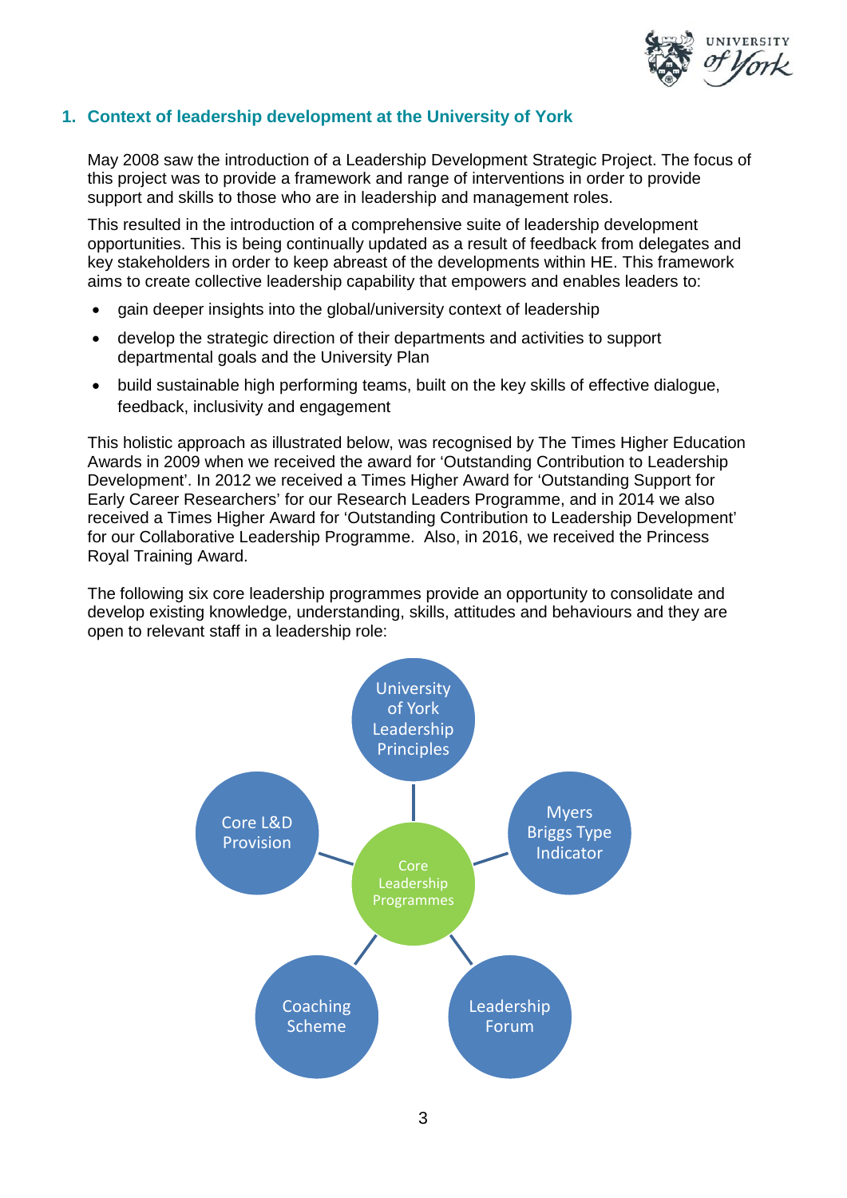## 1. Context of leadership development at the University of York

May 2008 saw the introduction of a Leadership Development Strategic Project. The focus of this project was to provide a framework and range of interventions in order to provide support and skills to those who are in leadership and management roles.

This resulted in the introduction of a comprehensive suite of leadership development opportunities. This is being continually updated as a result of feedback from delegates and key stakeholders in order to keep abreast of the developments within HE. This framework aims to create collective leadership capability that empowers and enables leaders to:

- gain deeper insights into the global/university context of leadership
- develop the strategic direction of their departments and activities to support departmental goals and the University Plan
- build sustainable high performing teams, built on the key skills of effective dialogue, feedback, inclusivity and engagement

This holistic approach as illustrated below, was recognised by The Times Higher Education Awards in 2009 when we received the award for 'Outstanding Contribution to Leadership Development'. In 2012 we received a Times Higher Award for 'Outstanding Support for Early Career Researchers' for our Research Leaders Programme, and in 2014 we also received a Times Higher Award for 'Outstanding Contribution to Leadership Development' for our Collaborative Leadership Programme. Also, in 2016, we received the Princess Royal Training Award.

The following six core leadership programmes provide an opportunity to consolidate and develop existing knowledge, understanding, skills, attitudes and behaviours and they are open to relevant staff in a leadership role:

- Core Leadership Programmes
  - University of York Leadership Principles
  - Myers Briggs Type Indicator
  - Leadership Forum
  - Coaching Scheme
  - Core L&D Provision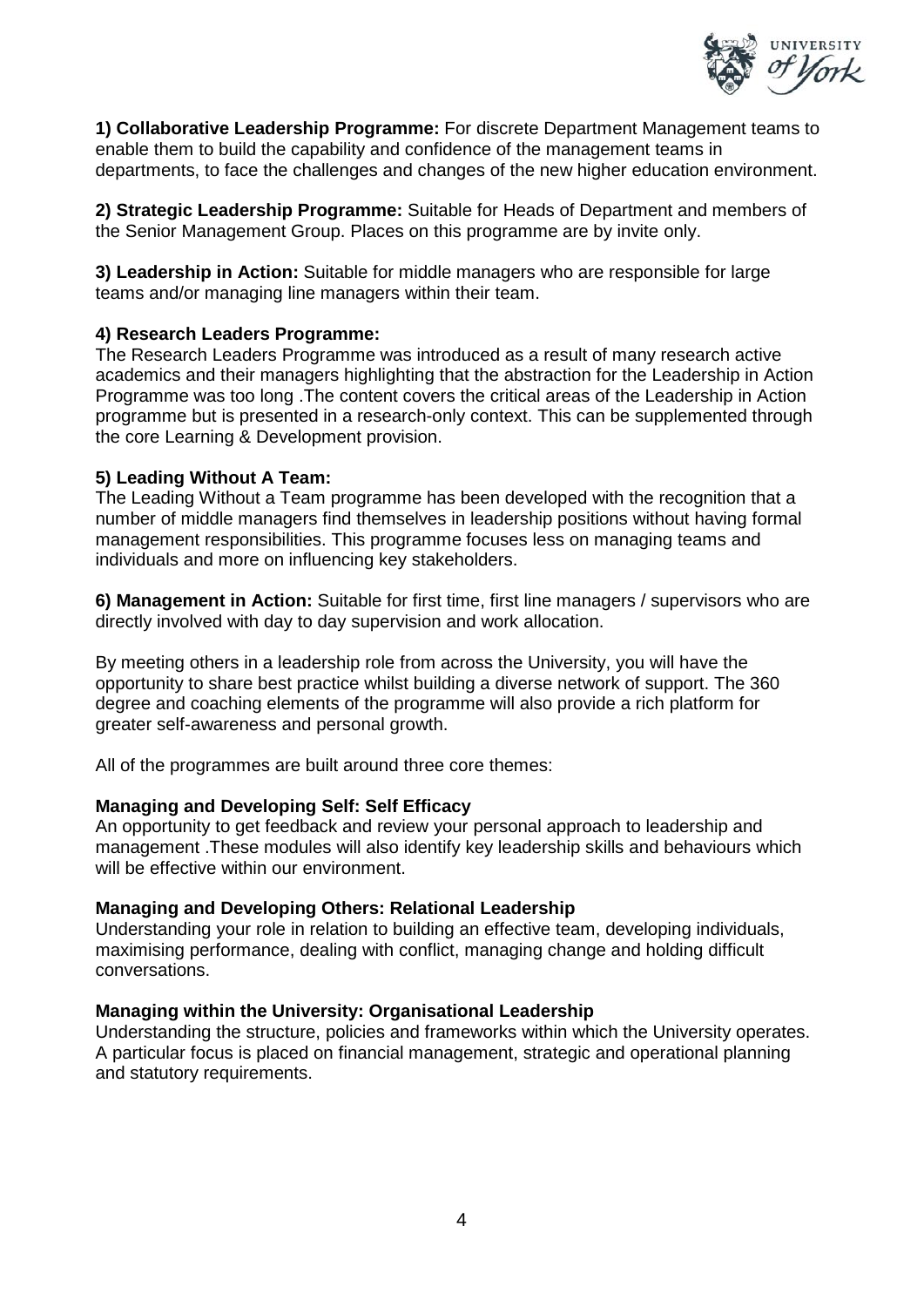**1) Collaborative Leadership Programme:** For discrete Department Management teams to enable them to build the capability and confidence of the management teams in departments, to face the challenges and changes of the new higher education environment.

**2) Strategic Leadership Programme:** Suitable for Heads of Department and members of the Senior Management Group. Places on this programme are by invite only.

**3) Leadership in Action:** Suitable for middle managers who are responsible for large teams and/or managing line managers within their team.

**4) Research Leaders Programme:**
The Research Leaders Programme was introduced as a result of many research active academics and their managers highlighting that the abstraction for the Leadership in Action Programme was too long .The content covers the critical areas of the Leadership in Action programme but is presented in a research-only context. This can be supplemented through the core Learning & Development provision.

**5) Leading Without A Team:**
The Leading Without a Team programme has been developed with the recognition that a number of middle managers find themselves in leadership positions without having formal management responsibilities. This programme focuses less on managing teams and individuals and more on influencing key stakeholders.

**6) Management in Action:** Suitable for first time, first line managers / supervisors who are directly involved with day to day supervision and work allocation.

By meeting others in a leadership role from across the University, you will have the opportunity to share best practice whilst building a diverse network of support. The 360 degree and coaching elements of the programme will also provide a rich platform for greater self-awareness and personal growth.

All of the programmes are built around three core themes:

**Managing and Developing Self: Self Efficacy**
An opportunity to get feedback and review your personal approach to leadership and management .These modules will also identify key leadership skills and behaviours which will be effective within our environment.

**Managing and Developing Others: Relational Leadership**
Understanding your role in relation to building an effective team, developing individuals, maximising performance, dealing with conflict, managing change and holding difficult conversations.

**Managing within the University: Organisational Leadership**
Understanding the structure, policies and frameworks within which the University operates. A particular focus is placed on financial management, strategic and operational planning and statutory requirements.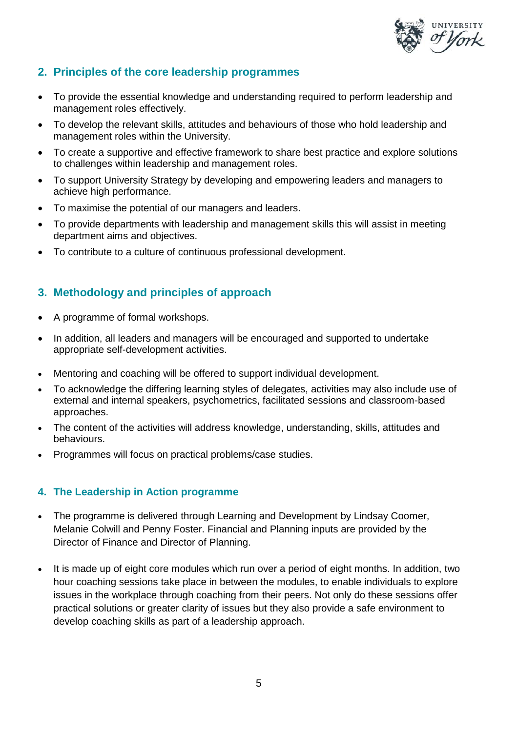## 2. Principles of the core leadership programmes

- To provide the essential knowledge and understanding required to perform leadership and management roles effectively.
- To develop the relevant skills, attitudes and behaviours of those who hold leadership and management roles within the University.
- To create a supportive and effective framework to share best practice and explore solutions to challenges within leadership and management roles.
- To support University Strategy by developing and empowering leaders and managers to achieve high performance.
- To maximise the potential of our managers and leaders.
- To provide departments with leadership and management skills this will assist in meeting department aims and objectives.
- To contribute to a culture of continuous professional development.

## 3. Methodology and principles of approach

- A programme of formal workshops.
- In addition, all leaders and managers will be encouraged and supported to undertake appropriate self-development activities.
- Mentoring and coaching will be offered to support individual development.
- To acknowledge the differing learning styles of delegates, activities may also include use of external and internal speakers, psychometrics, facilitated sessions and classroom-based approaches.
- The content of the activities will address knowledge, understanding, skills, attitudes and behaviours.
- Programmes will focus on practical problems/case studies.

## 4. The Leadership in Action programme

- The programme is delivered through Learning and Development by Lindsay Coomer, Melanie Colwill and Penny Foster. Financial and Planning inputs are provided by the Director of Finance and Director of Planning.

- It is made up of eight core modules which run over a period of eight months. In addition, two hour coaching sessions take place in between the modules, to enable individuals to explore issues in the workplace through coaching from their peers. Not only do these sessions offer practical solutions or greater clarity of issues but they also provide a safe environment to develop coaching skills as part of a leadership approach.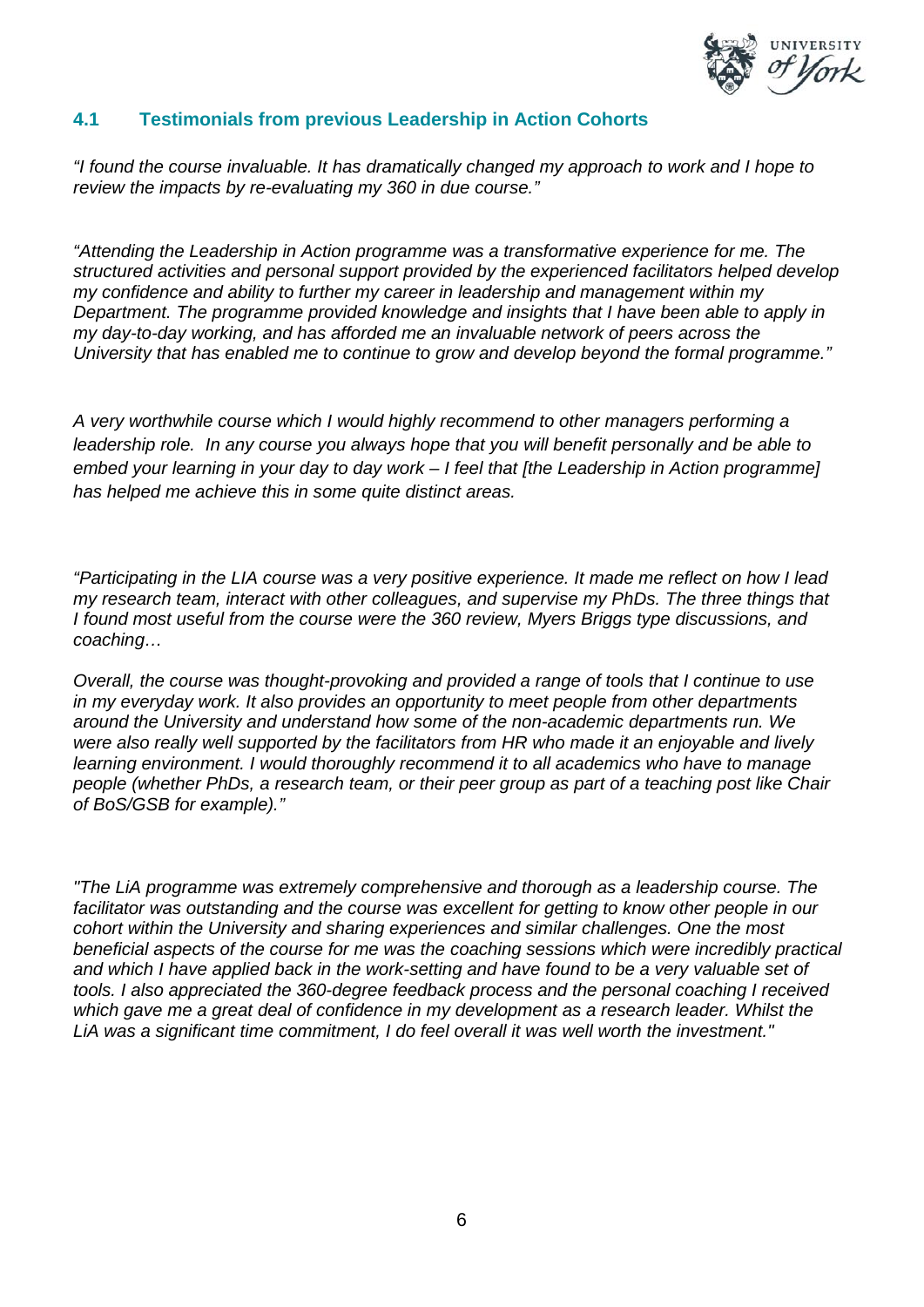## 4.1 Testimonials from previous Leadership in Action Cohorts

*"I found the course invaluable. It has dramatically changed my approach to work and I hope to review the impacts by re-evaluating my 360 in due course."*

*"Attending the Leadership in Action programme was a transformative experience for me. The structured activities and personal support provided by the experienced facilitators helped develop my confidence and ability to further my career in leadership and management within my Department. The programme provided knowledge and insights that I have been able to apply in my day-to-day working, and has afforded me an invaluable network of peers across the University that has enabled me to continue to grow and develop beyond the formal programme."*

*A very worthwhile course which I would highly recommend to other managers performing a leadership role. In any course you always hope that you will benefit personally and be able to embed your learning in your day to day work – I feel that [the Leadership in Action programme] has helped me achieve this in some quite distinct areas.*

*"Participating in the LIA course was a very positive experience. It made me reflect on how I lead my research team, interact with other colleagues, and supervise my PhDs. The three things that I found most useful from the course were the 360 review, Myers Briggs type discussions, and coaching…*

*Overall, the course was thought-provoking and provided a range of tools that I continue to use in my everyday work. It also provides an opportunity to meet people from other departments around the University and understand how some of the non-academic departments run. We were also really well supported by the facilitators from HR who made it an enjoyable and lively learning environment. I would thoroughly recommend it to all academics who have to manage people (whether PhDs, a research team, or their peer group as part of a teaching post like Chair of BoS/GSB for example)."*

*"The LiA programme was extremely comprehensive and thorough as a leadership course. The facilitator was outstanding and the course was excellent for getting to know other people in our cohort within the University and sharing experiences and similar challenges. One the most beneficial aspects of the course for me was the coaching sessions which were incredibly practical and which I have applied back in the work-setting and have found to be a very valuable set of tools. I also appreciated the 360-degree feedback process and the personal coaching I received which gave me a great deal of confidence in my development as a research leader. Whilst the LiA was a significant time commitment, I do feel overall it was well worth the investment."*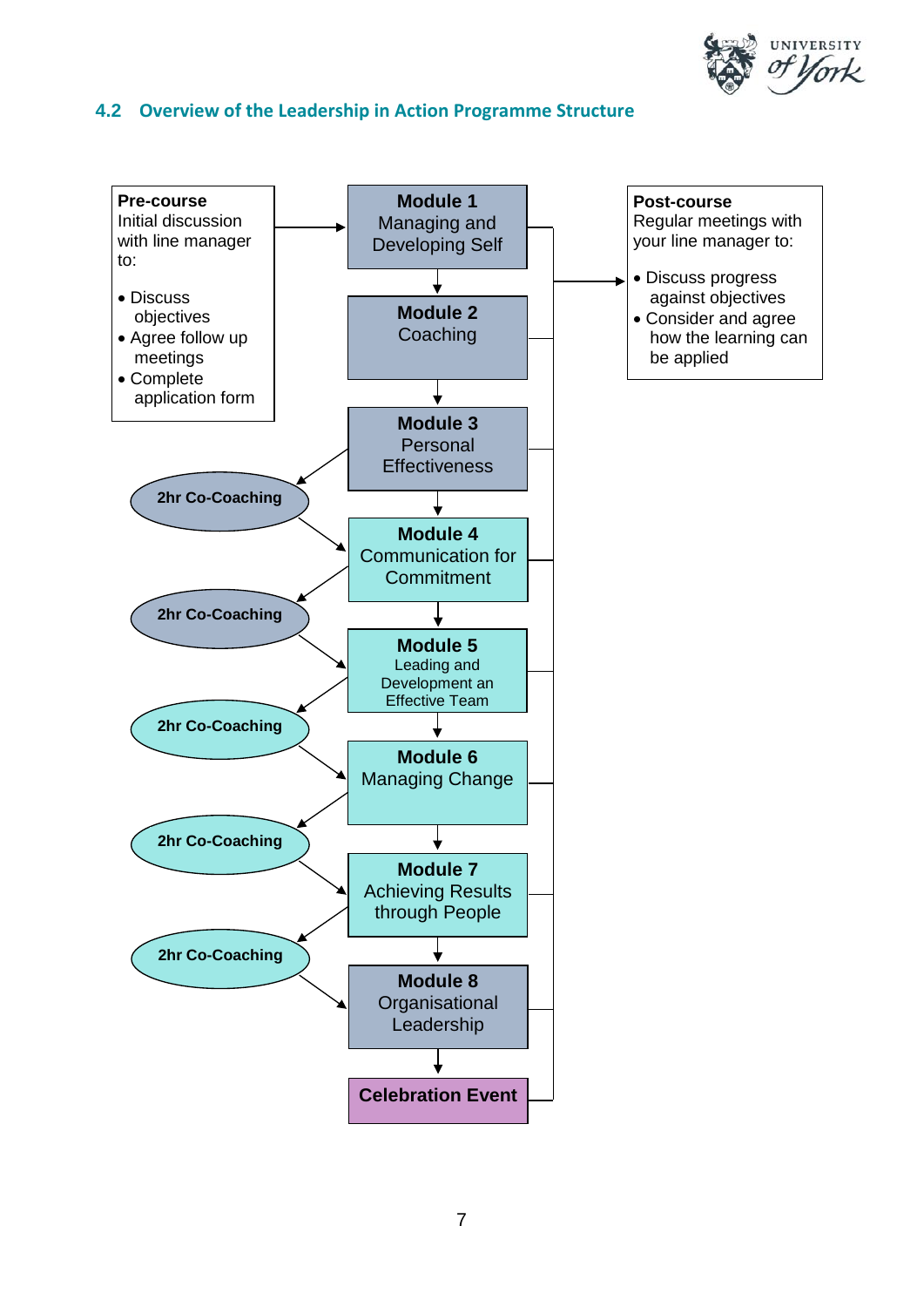## 4.2 Overview of the Leadership in Action Programme Structure

**Pre-course**
Initial discussion with line manager to:

- Discuss objectives
- Agree follow up meetings
- Complete application form

**Module 1**
Managing and Developing Self

**Module 2**
Coaching

**Module 3**
Personal Effectiveness

**2hr Co-Coaching**

**Module 4**
Communication for Commitment

**2hr Co-Coaching**

**Module 5**
Leading and Development an Effective Team

**2hr Co-Coaching**

**Module 6**
Managing Change

**2hr Co-Coaching**

**Module 7**
Achieving Results through People

**2hr Co-Coaching**

**Module 8**
Organisational Leadership

**Celebration Event**

**Post-course**
Regular meetings with your line manager to:

- Discuss progress against objectives
- Consider and agree how the learning can be applied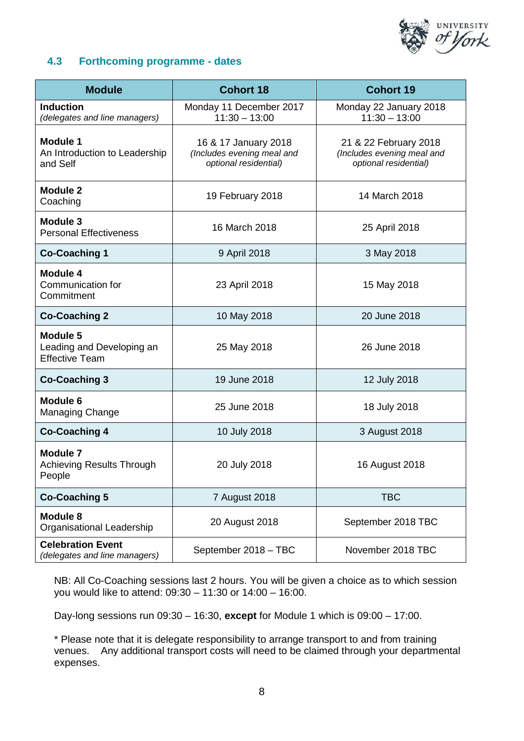### 4.3 Forthcoming programme - dates

| Module | Cohort 18 | Cohort 19 |
|---|---|---|
| **Induction**<br>*(delegates and line managers)* | Monday 11 December 2017<br>11:30 – 13:00 | Monday 22 January 2018<br>11:30 – 13:00 |
| **Module 1**<br>An Introduction to Leadership and Self | 16 & 17 January 2018<br>*(Includes evening meal and optional residential)* | 21 & 22 February 2018<br>*(Includes evening meal and optional residential)* |
| **Module 2**<br>Coaching | 19 February 2018 | 14 March 2018 |
| **Module 3**<br>Personal Effectiveness | 16 March 2018 | 25 April 2018 |
| **Co-Coaching 1** | 9 April 2018 | 3 May 2018 |
| **Module 4**<br>Communication for Commitment | 23 April 2018 | 15 May 2018 |
| **Co-Coaching 2** | 10 May 2018 | 20 June 2018 |
| **Module 5**<br>Leading and Developing an Effective Team | 25 May 2018 | 26 June 2018 |
| **Co-Coaching 3** | 19 June 2018 | 12 July 2018 |
| **Module 6**<br>Managing Change | 25 June 2018 | 18 July 2018 |
| **Co-Coaching 4** | 10 July 2018 | 3 August 2018 |
| **Module 7**<br>Achieving Results Through People | 20 July 2018 | 16 August 2018 |
| **Co-Coaching 5** | 7 August 2018 | TBC |
| **Module 8**<br>Organisational Leadership | 20 August 2018 | September 2018 TBC |
| **Celebration Event**<br>*(delegates and line managers)* | September 2018 – TBC | November 2018 TBC |

NB: All Co-Coaching sessions last 2 hours. You will be given a choice as to which session you would like to attend: 09:30 – 11:30 or 14:00 – 16:00.

Day-long sessions run 09:30 – 16:30, **except** for Module 1 which is 09:00 – 17:00.

* Please note that it is delegate responsibility to arrange transport to and from training venues. Any additional transport costs will need to be claimed through your departmental expenses.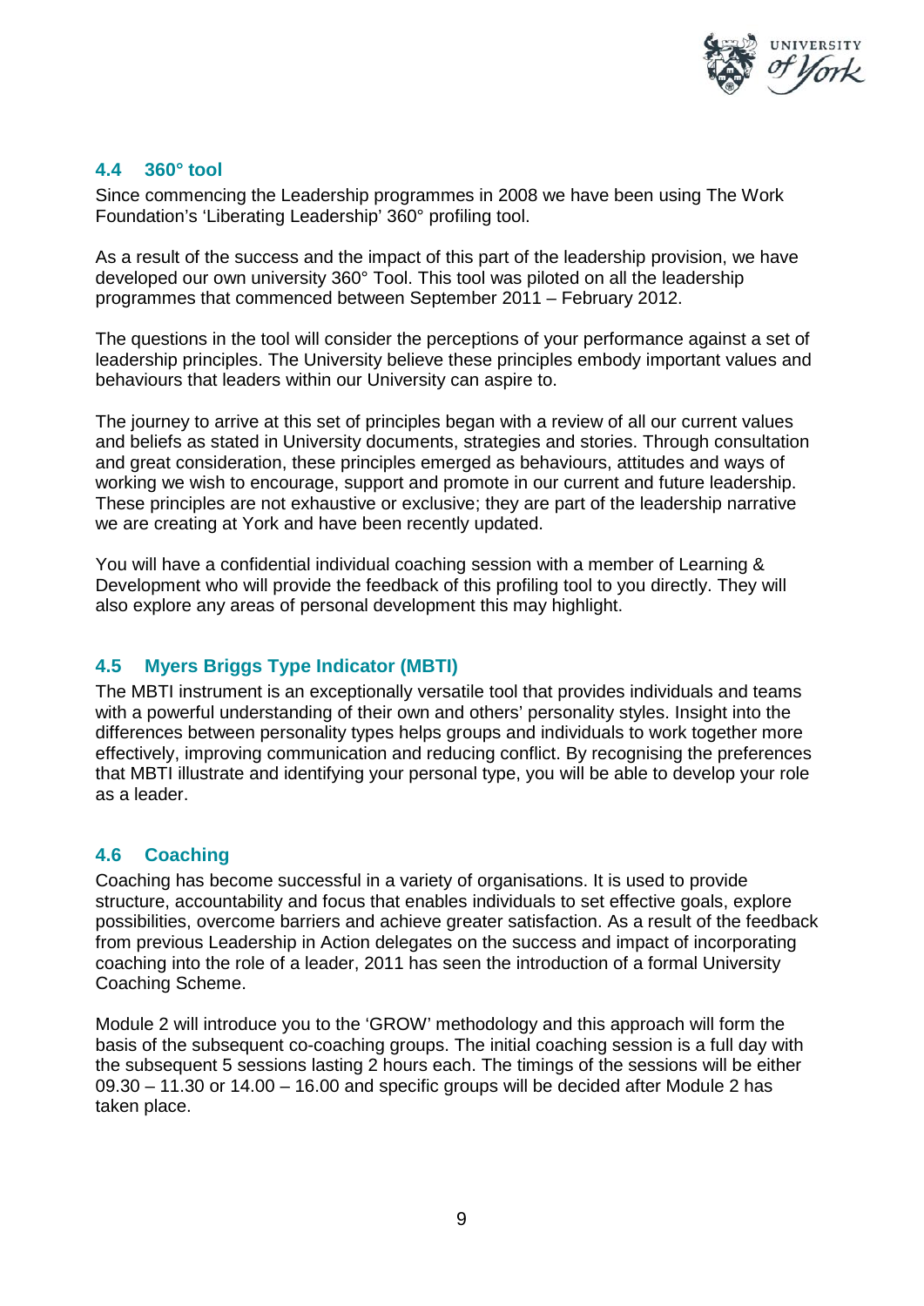## 4.4 360° tool

Since commencing the Leadership programmes in 2008 we have been using The Work Foundation's 'Liberating Leadership' 360° profiling tool.

As a result of the success and the impact of this part of the leadership provision, we have developed our own university 360° Tool. This tool was piloted on all the leadership programmes that commenced between September 2011 – February 2012.

The questions in the tool will consider the perceptions of your performance against a set of leadership principles. The University believe these principles embody important values and behaviours that leaders within our University can aspire to.

The journey to arrive at this set of principles began with a review of all our current values and beliefs as stated in University documents, strategies and stories. Through consultation and great consideration, these principles emerged as behaviours, attitudes and ways of working we wish to encourage, support and promote in our current and future leadership. These principles are not exhaustive or exclusive; they are part of the leadership narrative we are creating at York and have been recently updated.

You will have a confidential individual coaching session with a member of Learning & Development who will provide the feedback of this profiling tool to you directly. They will also explore any areas of personal development this may highlight.

## 4.5 Myers Briggs Type Indicator (MBTI)

The MBTI instrument is an exceptionally versatile tool that provides individuals and teams with a powerful understanding of their own and others' personality styles. Insight into the differences between personality types helps groups and individuals to work together more effectively, improving communication and reducing conflict. By recognising the preferences that MBTI illustrate and identifying your personal type, you will be able to develop your role as a leader.

## 4.6 Coaching

Coaching has become successful in a variety of organisations. It is used to provide structure, accountability and focus that enables individuals to set effective goals, explore possibilities, overcome barriers and achieve greater satisfaction. As a result of the feedback from previous Leadership in Action delegates on the success and impact of incorporating coaching into the role of a leader, 2011 has seen the introduction of a formal University Coaching Scheme.

Module 2 will introduce you to the 'GROW' methodology and this approach will form the basis of the subsequent co-coaching groups. The initial coaching session is a full day with the subsequent 5 sessions lasting 2 hours each. The timings of the sessions will be either 09.30 – 11.30 or 14.00 – 16.00 and specific groups will be decided after Module 2 has taken place.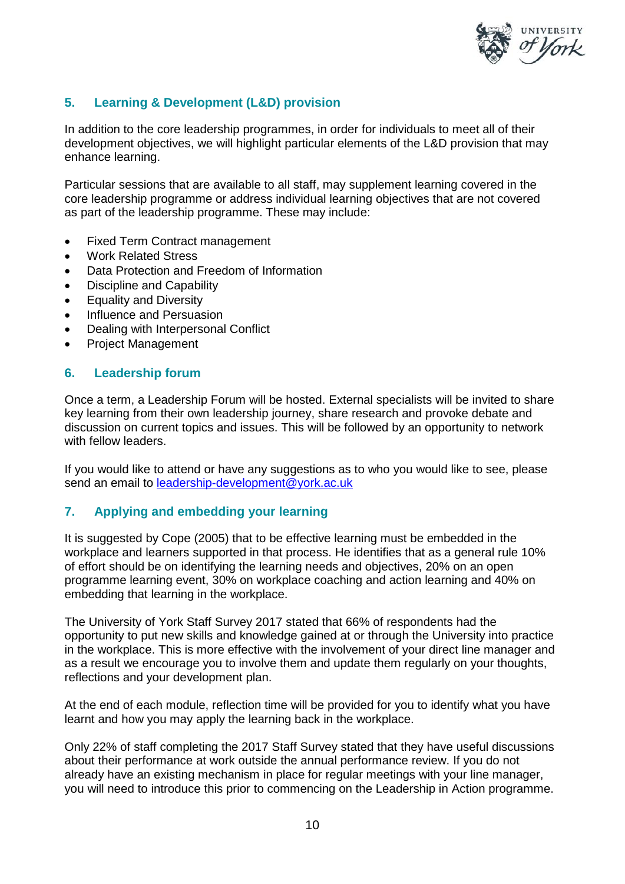## 5. Learning & Development (L&D) provision

In addition to the core leadership programmes, in order for individuals to meet all of their development objectives, we will highlight particular elements of the L&D provision that may enhance learning.

Particular sessions that are available to all staff, may supplement learning covered in the core leadership programme or address individual learning objectives that are not covered as part of the leadership programme. These may include:

- Fixed Term Contract management
- Work Related Stress
- Data Protection and Freedom of Information
- Discipline and Capability
- Equality and Diversity
- Influence and Persuasion
- Dealing with Interpersonal Conflict
- Project Management

## 6. Leadership forum

Once a term, a Leadership Forum will be hosted. External specialists will be invited to share key learning from their own leadership journey, share research and provoke debate and discussion on current topics and issues. This will be followed by an opportunity to network with fellow leaders.

If you would like to attend or have any suggestions as to who you would like to see, please send an email to [leadership-development@york.ac.uk](mailto:leadership-development@york.ac.uk)

## 7. Applying and embedding your learning

It is suggested by Cope (2005) that to be effective learning must be embedded in the workplace and learners supported in that process. He identifies that as a general rule 10% of effort should be on identifying the learning needs and objectives, 20% on an open programme learning event, 30% on workplace coaching and action learning and 40% on embedding that learning in the workplace.

The University of York Staff Survey 2017 stated that 66% of respondents had the opportunity to put new skills and knowledge gained at or through the University into practice in the workplace. This is more effective with the involvement of your direct line manager and as a result we encourage you to involve them and update them regularly on your thoughts, reflections and your development plan.

At the end of each module, reflection time will be provided for you to identify what you have learnt and how you may apply the learning back in the workplace.

Only 22% of staff completing the 2017 Staff Survey stated that they have useful discussions about their performance at work outside the annual performance review. If you do not already have an existing mechanism in place for regular meetings with your line manager, you will need to introduce this prior to commencing on the Leadership in Action programme.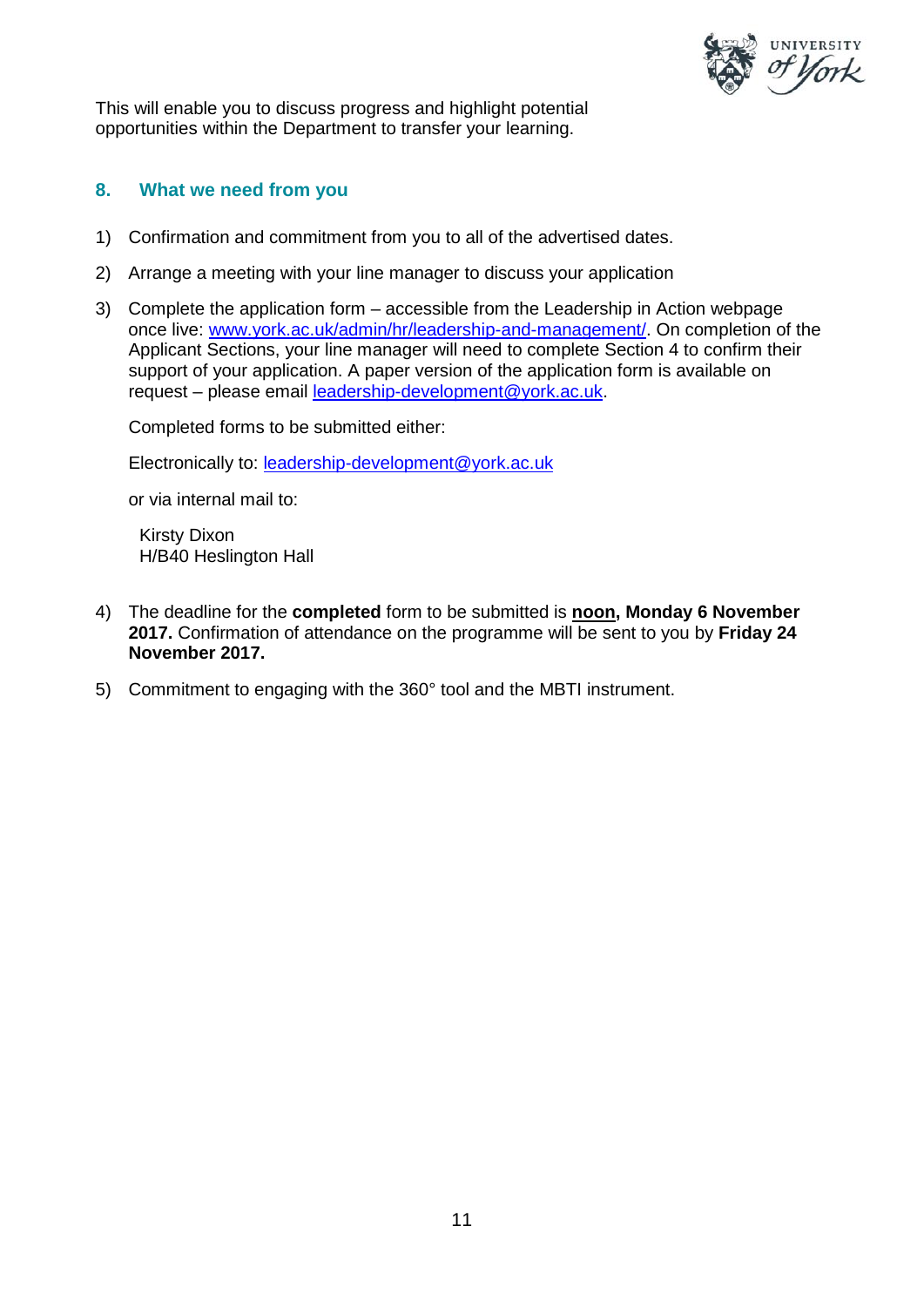This will enable you to discuss progress and highlight potential opportunities within the Department to transfer your learning.

## 8. What we need from you

1) Confirmation and commitment from you to all of the advertised dates.

2) Arrange a meeting with your line manager to discuss your application

3) Complete the application form – accessible from the Leadership in Action webpage once live: [www.york.ac.uk/admin/hr/leadership-and-management/](http://www.york.ac.uk/admin/hr/leadership-and-management/). On completion of the Applicant Sections, your line manager will need to complete Section 4 to confirm their support of your application. A paper version of the application form is available on request – please email [leadership-development@york.ac.uk](mailto:leadership-development@york.ac.uk).

   Completed forms to be submitted either:

   Electronically to: [leadership-development@york.ac.uk](mailto:leadership-development@york.ac.uk)

   or via internal mail to:

   Kirsty Dixon
   H/B40 Heslington Hall

4) The deadline for the **completed** form to be submitted is **<u>noon</u>, Monday 6 November 2017.** Confirmation of attendance on the programme will be sent to you by **Friday 24 November 2017.**

5) Commitment to engaging with the 360° tool and the MBTI instrument.